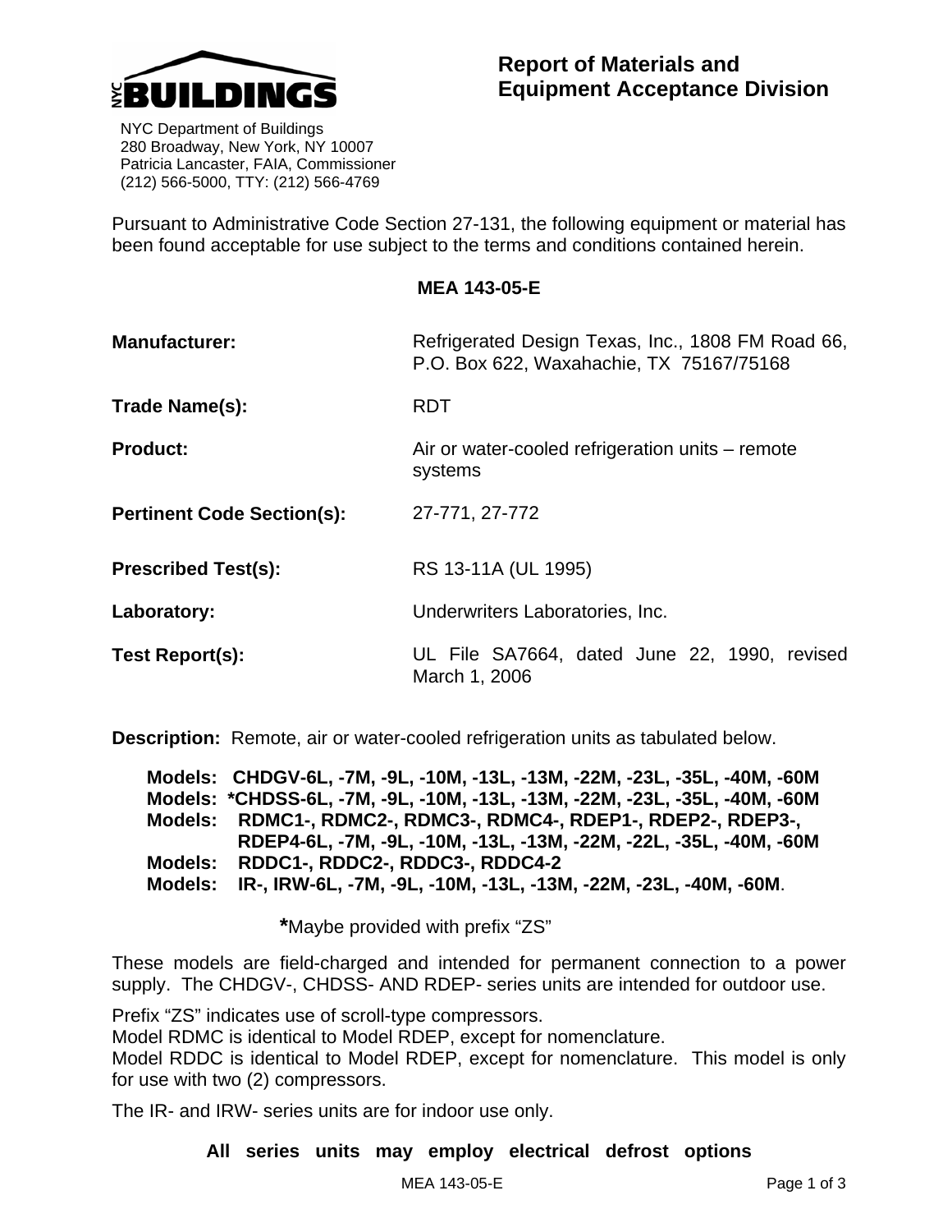NYC BUILDINGS

NYC Department of Buildings
280 Broadway, New York, NY 10007
Patricia Lancaster, FAIA, Commissioner
(212) 566-5000, TTY: (212) 566-4769

## Report of Materials and Equipment Acceptance Division

Pursuant to Administrative Code Section 27-131, the following equipment or material has been found acceptable for use subject to the terms and conditions contained herein.

**MEA 143-05-E**

**Manufacturer:** Refrigerated Design Texas, Inc., 1808 FM Road 66, P.O. Box 622, Waxahachie, TX 75167/75168

**Trade Name(s):** RDT

**Product:** Air or water-cooled refrigeration units – remote systems

**Pertinent Code Section(s):** 27-771, 27-772

**Prescribed Test(s):** RS 13-11A (UL 1995)

**Laboratory:** Underwriters Laboratories, Inc.

**Test Report(s):** UL File SA7664, dated June 22, 1990, revised March 1, 2006

**Description:** Remote, air or water-cooled refrigeration units as tabulated below.

**Models: CHDGV-6L, -7M, -9L, -10M, -13L, -13M, -22M, -23L, -35L, -40M, -60M**
**Models: *CHDSS-6L, -7M, -9L, -10M, -13L, -13M, -22M, -23L, -35L, -40M, -60M**
**Models: RDMC1-, RDMC2-, RDMC3-, RDMC4-, RDEP1-, RDEP2-, RDEP3-, RDEP4-6L, -7M, -9L, -10M, -13L, -13M, -22M, -22L, -35L, -40M, -60M**
**Models: RDDC1-, RDDC2-, RDDC3-, RDDC4-2**
**Models: IR-, IRW-6L, -7M, -9L, -10M, -13L, -13M, -22M, -23L, -40M, -60M**.

*Maybe provided with prefix "ZS"

These models are field-charged and intended for permanent connection to a power supply. The CHDGV-, CHDSS- AND RDEP- series units are intended for outdoor use.

Prefix "ZS" indicates use of scroll-type compressors.
Model RDMC is identical to Model RDEP, except for nomenclature.
Model RDDC is identical to Model RDEP, except for nomenclature. This model is only for use with two (2) compressors.

The IR- and IRW- series units are for indoor use only.

**All series units may employ electrical defrost options**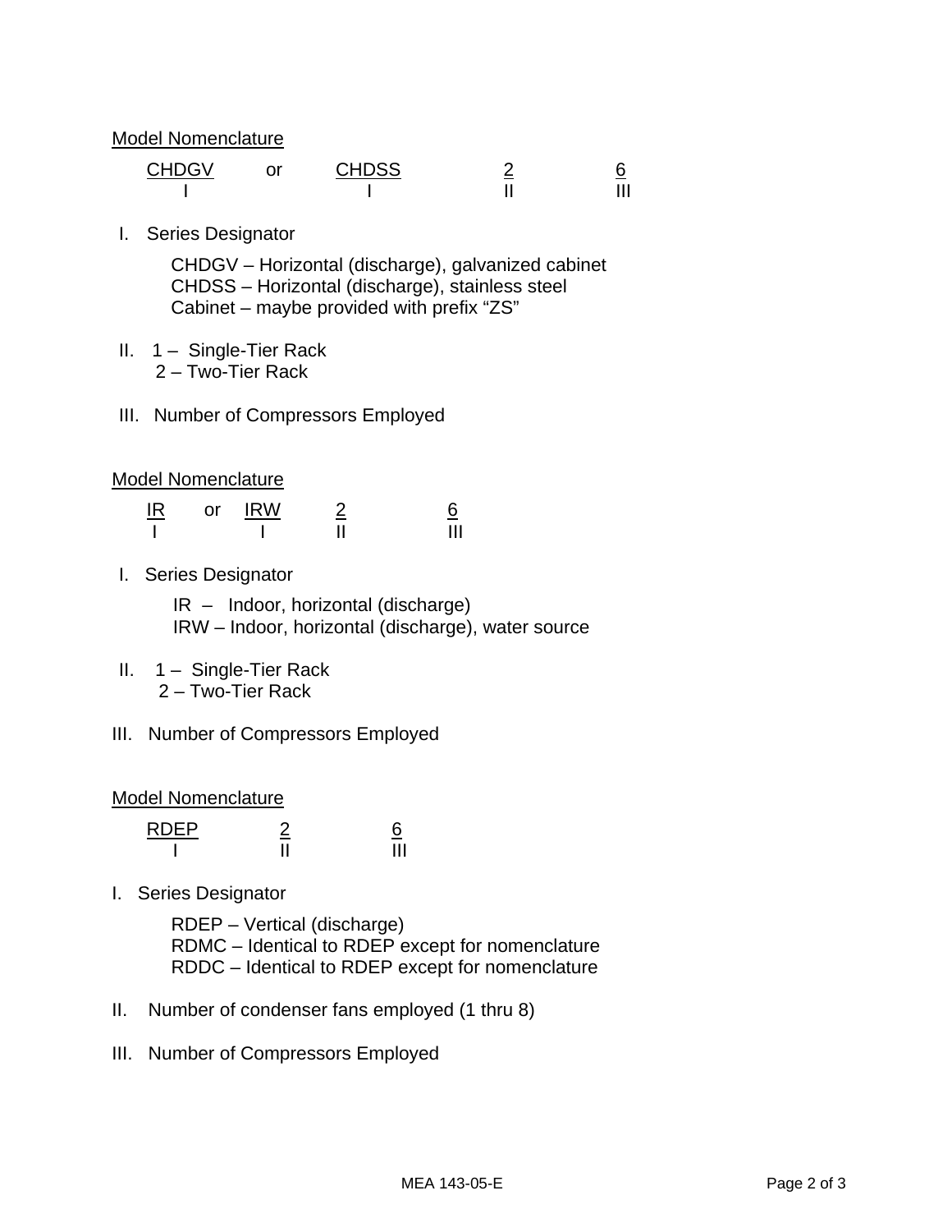Model Nomenclature

| CHDGV | or | CHDSS | 2 | 6 |
|---|---|---|---|---|
| I | | I | II | III |

I. Series Designator

CHDGV – Horizontal (discharge), galvanized cabinet
CHDSS – Horizontal (discharge), stainless steel
Cabinet – maybe provided with prefix "ZS"

II. 1 – Single-Tier Rack
2 – Two-Tier Rack

III. Number of Compressors Employed

Model Nomenclature

| IR | or | IRW | 2 | 6 |
|---|---|---|---|---|
| I | | I | II | III |

I. Series Designator

IR – Indoor, horizontal (discharge)
IRW – Indoor, horizontal (discharge), water source

II. 1 – Single-Tier Rack
2 – Two-Tier Rack

III. Number of Compressors Employed

Model Nomenclature

| RDEP | 2 | 6 |
|---|---|---|
| I | II | III |

I. Series Designator

RDEP – Vertical (discharge)
RDMC – Identical to RDEP except for nomenclature
RDDC – Identical to RDEP except for nomenclature

II. Number of condenser fans employed (1 thru 8)

III. Number of Compressors Employed

MEA 143-05-E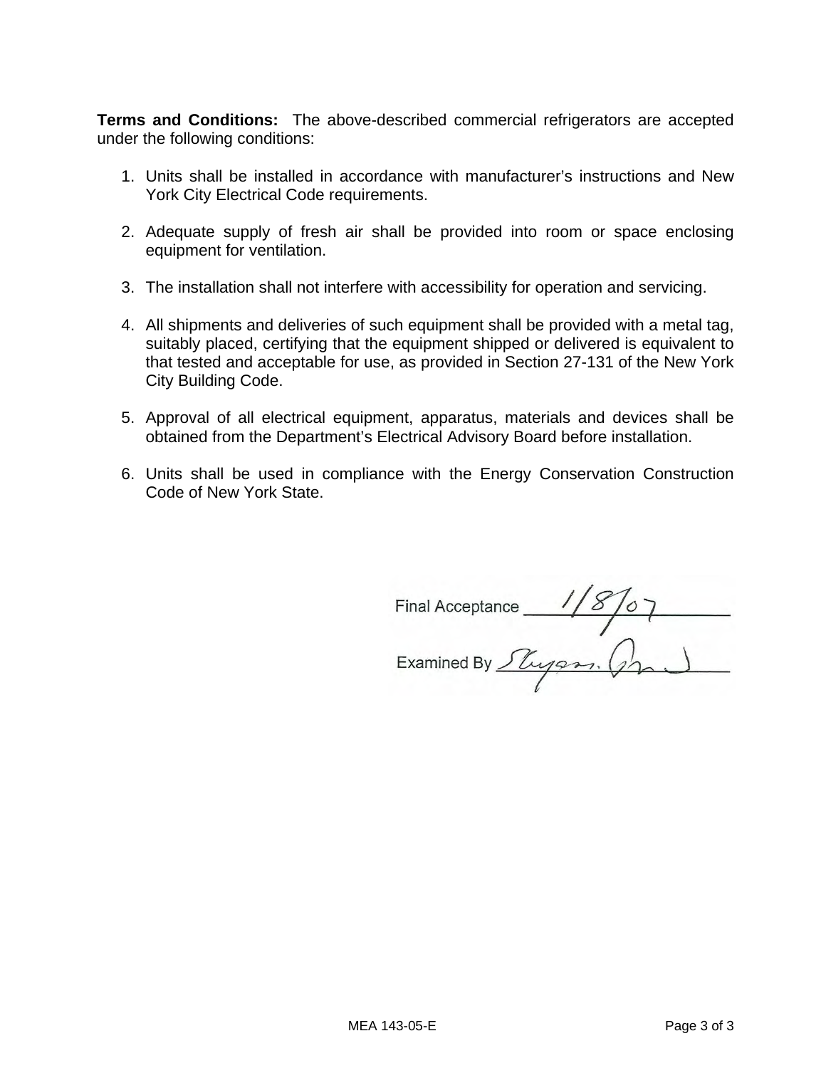**Terms and Conditions:** The above-described commercial refrigerators are accepted under the following conditions:

1. Units shall be installed in accordance with manufacturer's instructions and New York City Electrical Code requirements.

2. Adequate supply of fresh air shall be provided into room or space enclosing equipment for ventilation.

3. The installation shall not interfere with accessibility for operation and servicing.

4. All shipments and deliveries of such equipment shall be provided with a metal tag, suitably placed, certifying that the equipment shipped or delivered is equivalent to that tested and acceptable for use, as provided in Section 27-131 of the New York City Building Code.

5. Approval of all electrical equipment, apparatus, materials and devices shall be obtained from the Department's Electrical Advisory Board before installation.

6. Units shall be used in compliance with the Energy Conservation Construction Code of New York State.

Final Acceptance 1/8/07

Examined By [signature]

MEA 143-05-E